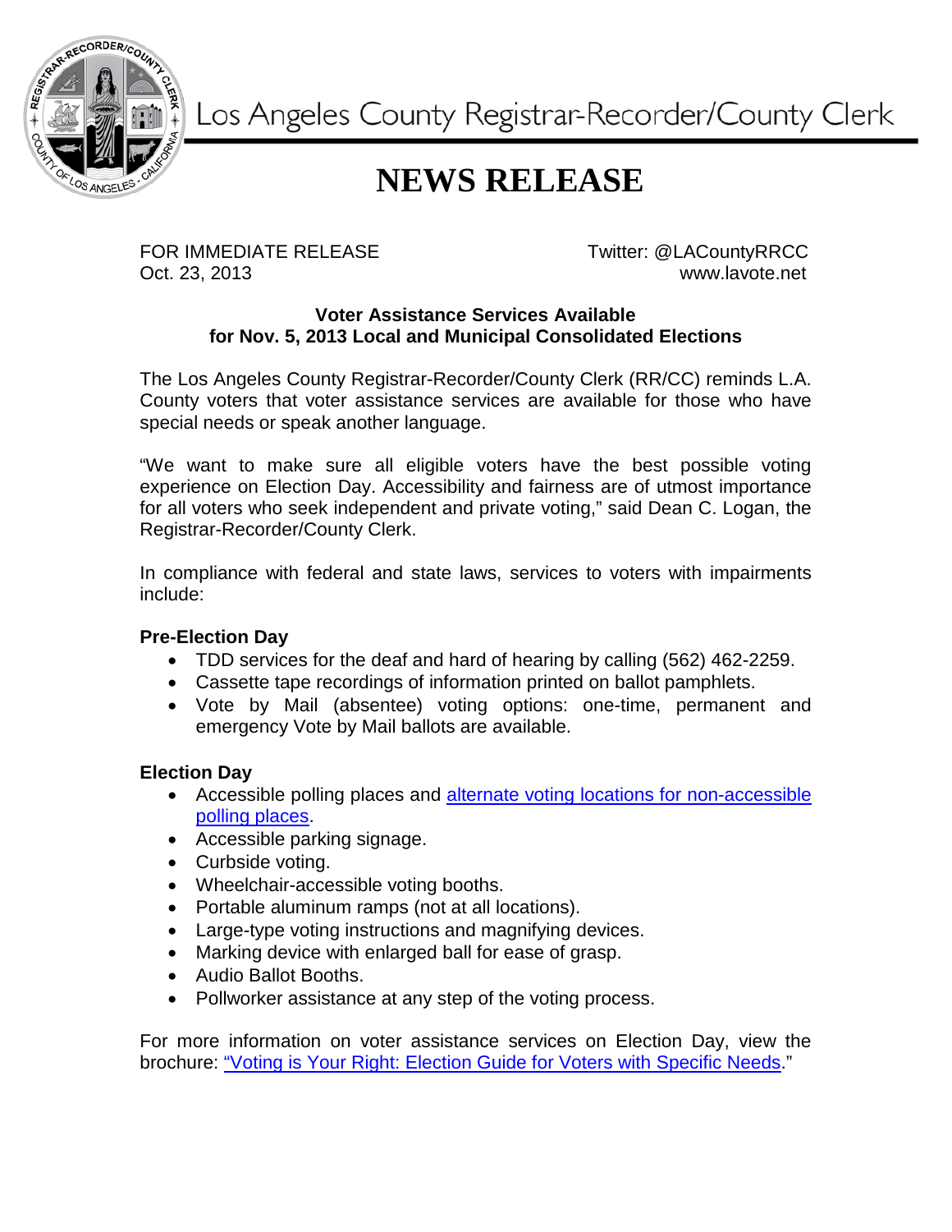Los Angeles County Registrar-Recorder/County Clerk

# NEWS RELEASE

FOR IMMEDIATE RELEASE
Oct. 23, 2013

Twitter: @LACountyRRCC
www.lavote.net

**Voter Assistance Services Available**
**for Nov. 5, 2013 Local and Municipal Consolidated Elections**

The Los Angeles County Registrar-Recorder/County Clerk (RR/CC) reminds L.A. County voters that voter assistance services are available for those who have special needs or speak another language.

"We want to make sure all eligible voters have the best possible voting experience on Election Day. Accessibility and fairness are of utmost importance for all voters who seek independent and private voting," said Dean C. Logan, the Registrar-Recorder/County Clerk.

In compliance with federal and state laws, services to voters with impairments include:

**Pre-Election Day**

- TDD services for the deaf and hard of hearing by calling (562) 462-2259.
- Cassette tape recordings of information printed on ballot pamphlets.
- Vote by Mail (absentee) voting options: one-time, permanent and emergency Vote by Mail ballots are available.

**Election Day**

- Accessible polling places and alternate voting locations for non-accessible polling places.
- Accessible parking signage.
- Curbside voting.
- Wheelchair-accessible voting booths.
- Portable aluminum ramps (not at all locations).
- Large-type voting instructions and magnifying devices.
- Marking device with enlarged ball for ease of grasp.
- Audio Ballot Booths.
- Pollworker assistance at any step of the voting process.

For more information on voter assistance services on Election Day, view the brochure: "Voting is Your Right: Election Guide for Voters with Specific Needs."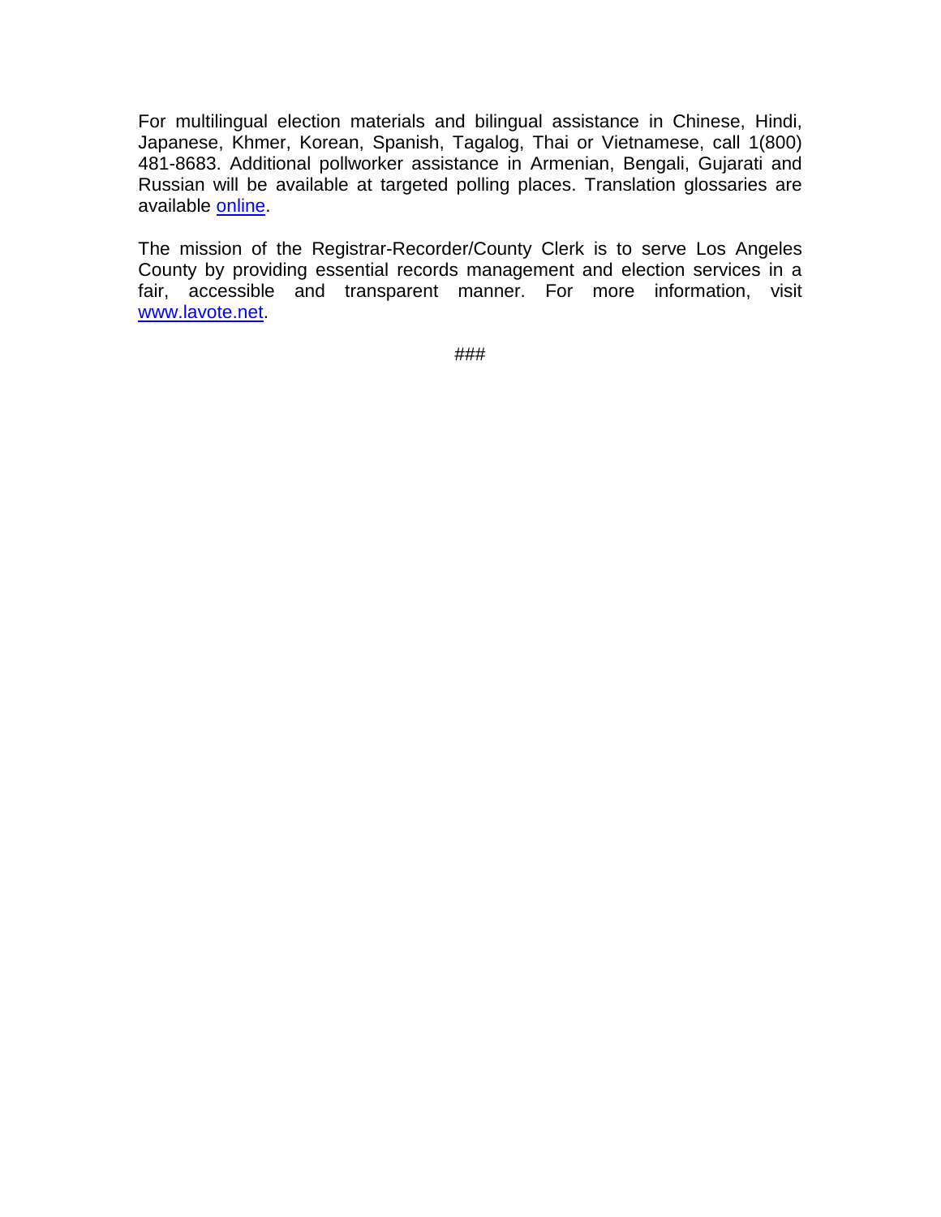For multilingual election materials and bilingual assistance in Chinese, Hindi, Japanese, Khmer, Korean, Spanish, Tagalog, Thai or Vietnamese, call 1(800) 481-8683. Additional pollworker assistance in Armenian, Bengali, Gujarati and Russian will be available at targeted polling places. Translation glossaries are available online.

The mission of the Registrar-Recorder/County Clerk is to serve Los Angeles County by providing essential records management and election services in a fair, accessible and transparent manner. For more information, visit www.lavote.net.

###